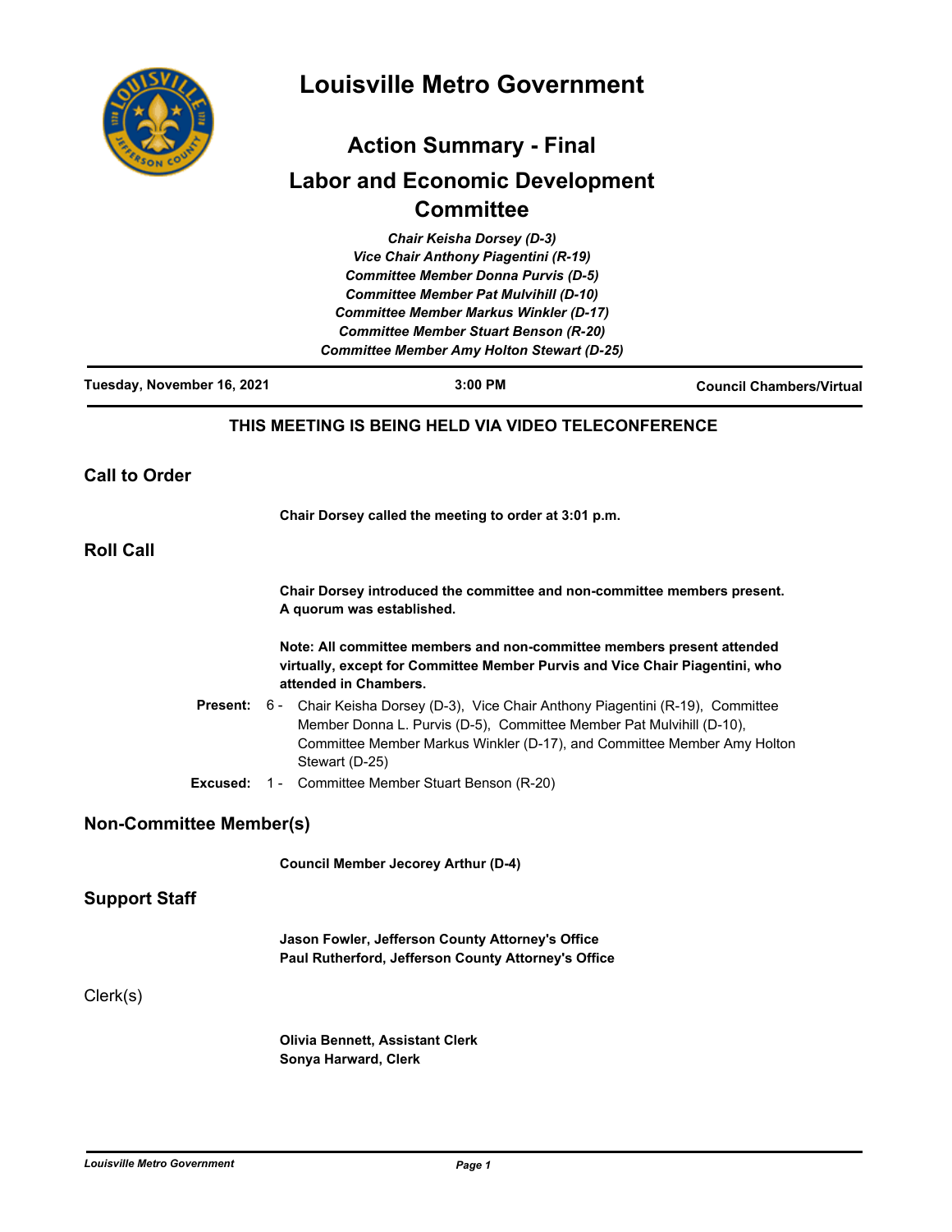# Louisville Metro Government

## Action Summary - Final

## Labor and Economic Development Committee

*Chair Keisha Dorsey (D-3)*
*Vice Chair Anthony Piagentini (R-19)*
*Committee Member Donna Purvis (D-5)*
*Committee Member Pat Mulvihill (D-10)*
*Committee Member Markus Winkler (D-17)*
*Committee Member Stuart Benson (R-20)*
*Committee Member Amy Holton Stewart (D-25)*

**Tuesday, November 16, 2021** | **3:00 PM** | **Council Chambers/Virtual**

**THIS MEETING IS BEING HELD VIA VIDEO TELECONFERENCE**

## Call to Order

**Chair Dorsey called the meeting to order at 3:01 p.m.**

## Roll Call

**Chair Dorsey introduced the committee and non-committee members present. A quorum was established.**

**Note: All committee members and non-committee members present attended virtually, except for Committee Member Purvis and Vice Chair Piagentini, who attended in Chambers.**

**Present:** 6 - Chair Keisha Dorsey (D-3), Vice Chair Anthony Piagentini (R-19), Committee Member Donna L. Purvis (D-5), Committee Member Pat Mulvihill (D-10), Committee Member Markus Winkler (D-17), and Committee Member Amy Holton Stewart (D-25)

**Excused:** 1 - Committee Member Stuart Benson (R-20)

## Non-Committee Member(s)

**Council Member Jecorey Arthur (D-4)**

## Support Staff

**Jason Fowler, Jefferson County Attorney's Office**
**Paul Rutherford, Jefferson County Attorney's Office**

Clerk(s)

**Olivia Bennett, Assistant Clerk**
**Sonya Harward, Clerk**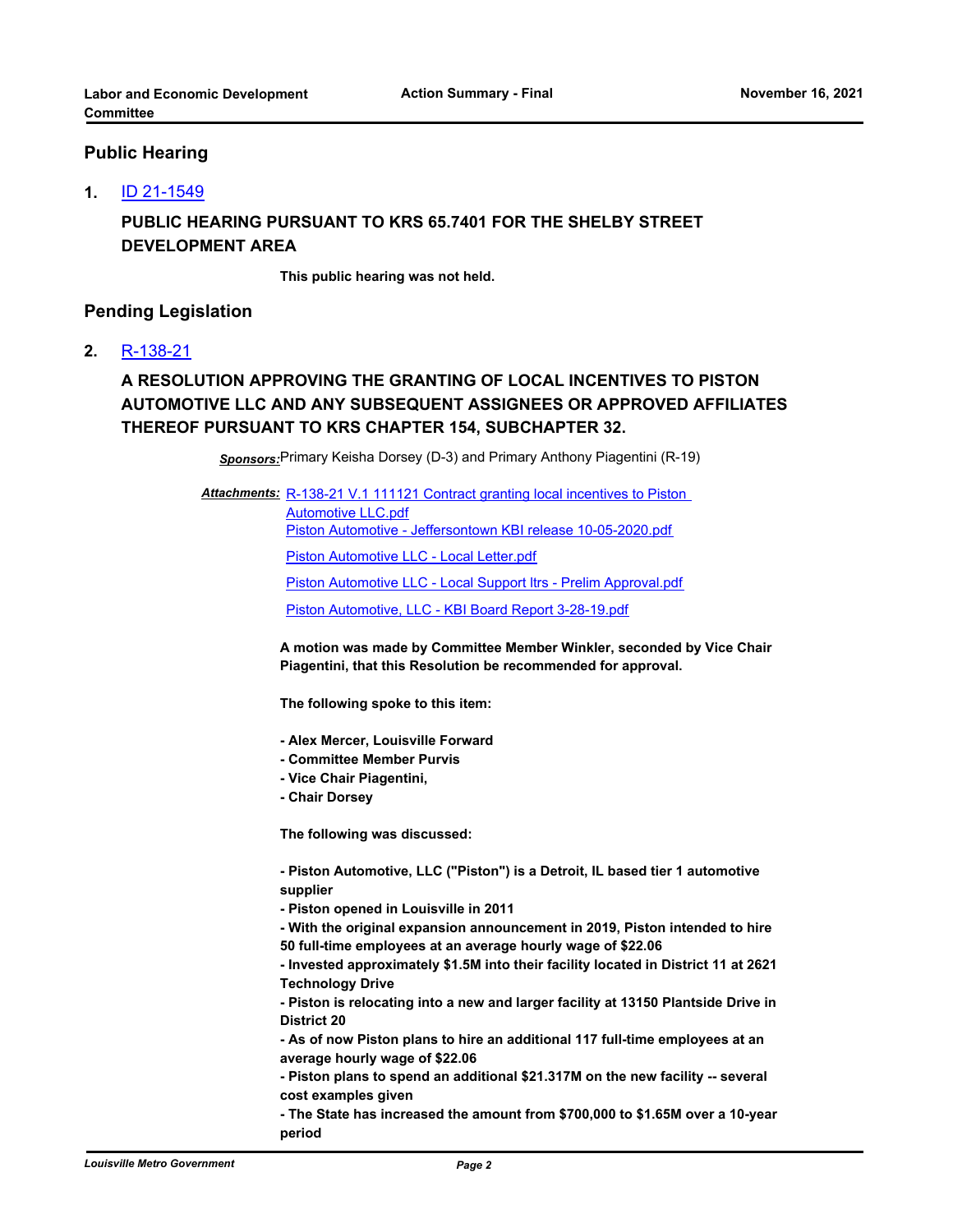## Public Hearing

**1.** [ID 21-1549]

### PUBLIC HEARING PURSUANT TO KRS 65.7401 FOR THE SHELBY STREET DEVELOPMENT AREA

**This public hearing was not held.**

## Pending Legislation

**2.** [R-138-21]

### A RESOLUTION APPROVING THE GRANTING OF LOCAL INCENTIVES TO PISTON AUTOMOTIVE LLC AND ANY SUBSEQUENT ASSIGNEES OR APPROVED AFFILIATES THEREOF PURSUANT TO KRS CHAPTER 154, SUBCHAPTER 32.

***Sponsors:*** Primary Keisha Dorsey (D-3) and Primary Anthony Piagentini (R-19)

***Attachments:*** R-138-21 V.1 111121 Contract granting local incentives to Piston Automotive LLC.pdf
Piston Automotive - Jeffersontown KBI release 10-05-2020.pdf
Piston Automotive LLC - Local Letter.pdf
Piston Automotive LLC - Local Support ltrs - Prelim Approval.pdf
Piston Automotive, LLC - KBI Board Report 3-28-19.pdf

**A motion was made by Committee Member Winkler, seconded by Vice Chair Piagentini, that this Resolution be recommended for approval.**

**The following spoke to this item:**

**- Alex Mercer, Louisville Forward**
**- Committee Member Purvis**
**- Vice Chair Piagentini,**
**- Chair Dorsey**

**The following was discussed:**

**- Piston Automotive, LLC ("Piston") is a Detroit, IL based tier 1 automotive supplier**
**- Piston opened in Louisville in 2011**
**- With the original expansion announcement in 2019, Piston intended to hire 50 full-time employees at an average hourly wage of $22.06**
**- Invested approximately $1.5M into their facility located in District 11 at 2621 Technology Drive**
**- Piston is relocating into a new and larger facility at 13150 Plantside Drive in District 20**
**- As of now Piston plans to hire an additional 117 full-time employees at an average hourly wage of $22.06**
**- Piston plans to spend an additional $21.317M on the new facility -- several cost examples given**
**- The State has increased the amount from $700,000 to $1.65M over a 10-year period**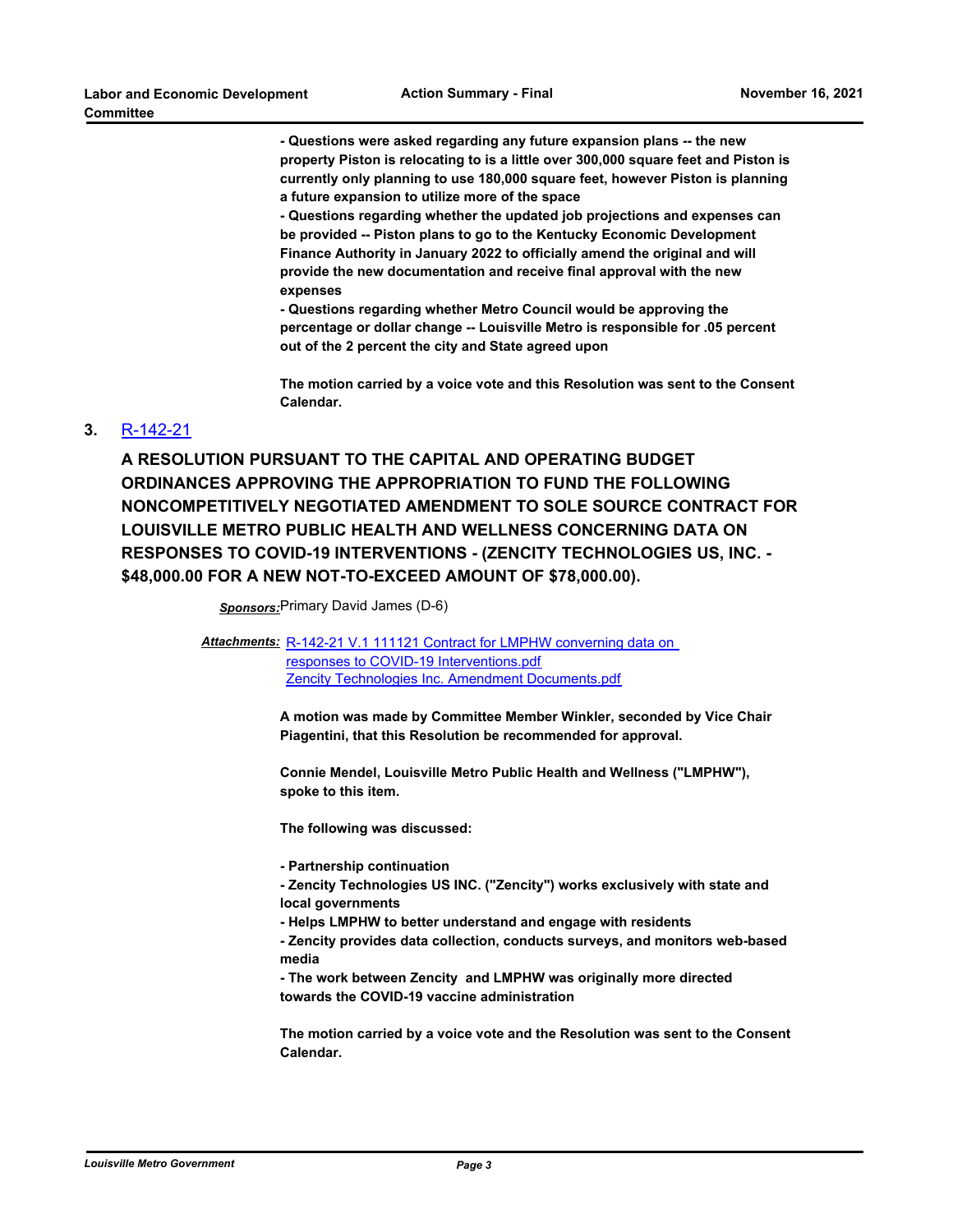**- Questions were asked regarding any future expansion plans -- the new property Piston is relocating to is a little over 300,000 square feet and Piston is currently only planning to use 180,000 square feet, however Piston is planning a future expansion to utilize more of the space**

**- Questions regarding whether the updated job projections and expenses can be provided -- Piston plans to go to the Kentucky Economic Development Finance Authority in January 2022 to officially amend the original and will provide the new documentation and receive final approval with the new expenses**

**- Questions regarding whether Metro Council would be approving the percentage or dollar change -- Louisville Metro is responsible for .05 percent out of the 2 percent the city and State agreed upon**

**The motion carried by a voice vote and this Resolution was sent to the Consent Calendar.**

**3.** R-142-21

## A RESOLUTION PURSUANT TO THE CAPITAL AND OPERATING BUDGET ORDINANCES APPROVING THE APPROPRIATION TO FUND THE FOLLOWING NONCOMPETITIVELY NEGOTIATED AMENDMENT TO SOLE SOURCE CONTRACT FOR LOUISVILLE METRO PUBLIC HEALTH AND WELLNESS CONCERNING DATA ON RESPONSES TO COVID-19 INTERVENTIONS - (ZENCITY TECHNOLOGIES US, INC. - $48,000.00 FOR A NEW NOT-TO-EXCEED AMOUNT OF $78,000.00).

***Sponsors:*** Primary David James (D-6)

***Attachments:*** R-142-21 V.1 111121 Contract for LMPHW converning data on responses to COVID-19 Interventions.pdf
Zencity Technologies Inc. Amendment Documents.pdf

**A motion was made by Committee Member Winkler, seconded by Vice Chair Piagentini, that this Resolution be recommended for approval.**

**Connie Mendel, Louisville Metro Public Health and Wellness ("LMPHW"), spoke to this item.**

**The following was discussed:**

**- Partnership continuation**

**- Zencity Technologies US INC. ("Zencity") works exclusively with state and local governments**

**- Helps LMPHW to better understand and engage with residents**

**- Zencity provides data collection, conducts surveys, and monitors web-based media**

**- The work between Zencity and LMPHW was originally more directed towards the COVID-19 vaccine administration**

**The motion carried by a voice vote and the Resolution was sent to the Consent Calendar.**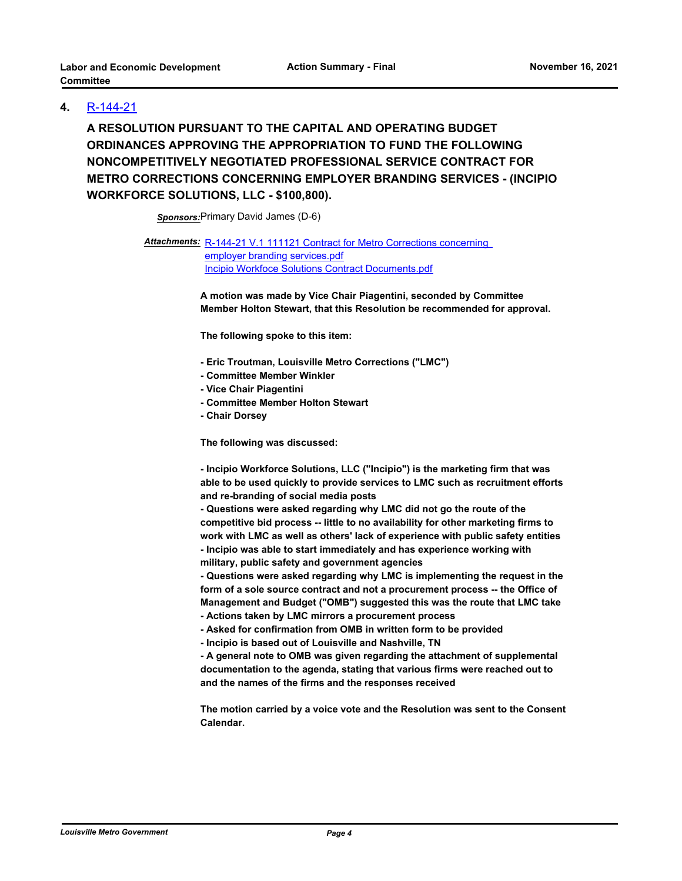## 4. R-144-21

**A RESOLUTION PURSUANT TO THE CAPITAL AND OPERATING BUDGET ORDINANCES APPROVING THE APPROPRIATION TO FUND THE FOLLOWING NONCOMPETITIVELY NEGOTIATED PROFESSIONAL SERVICE CONTRACT FOR METRO CORRECTIONS CONCERNING EMPLOYER BRANDING SERVICES - (INCIPIO WORKFORCE SOLUTIONS, LLC - $100,800).**

***Sponsors:*** Primary David James (D-6)

***Attachments:*** R-144-21 V.1 111121 Contract for Metro Corrections concerning employer branding services.pdf
Incipio Workfoce Solutions Contract Documents.pdf

**A motion was made by Vice Chair Piagentini, seconded by Committee Member Holton Stewart, that this Resolution be recommended for approval.**

**The following spoke to this item:**

**- Eric Troutman, Louisville Metro Corrections ("LMC")**
**- Committee Member Winkler**
**- Vice Chair Piagentini**
**- Committee Member Holton Stewart**
**- Chair Dorsey**

**The following was discussed:**

**- Incipio Workforce Solutions, LLC ("Incipio") is the marketing firm that was able to be used quickly to provide services to LMC such as recruitment efforts and re-branding of social media posts**
**- Questions were asked regarding why LMC did not go the route of the competitive bid process -- little to no availability for other marketing firms to work with LMC as well as others' lack of experience with public safety entities**
**- Incipio was able to start immediately and has experience working with military, public safety and government agencies**
**- Questions were asked regarding why LMC is implementing the request in the form of a sole source contract and not a procurement process -- the Office of Management and Budget ("OMB") suggested this was the route that LMC take**
**- Actions taken by LMC mirrors a procurement process**
**- Asked for confirmation from OMB in written form to be provided**
**- Incipio is based out of Louisville and Nashville, TN**
**- A general note to OMB was given regarding the attachment of supplemental documentation to the agenda, stating that various firms were reached out to and the names of the firms and the responses received**

**The motion carried by a voice vote and the Resolution was sent to the Consent Calendar.**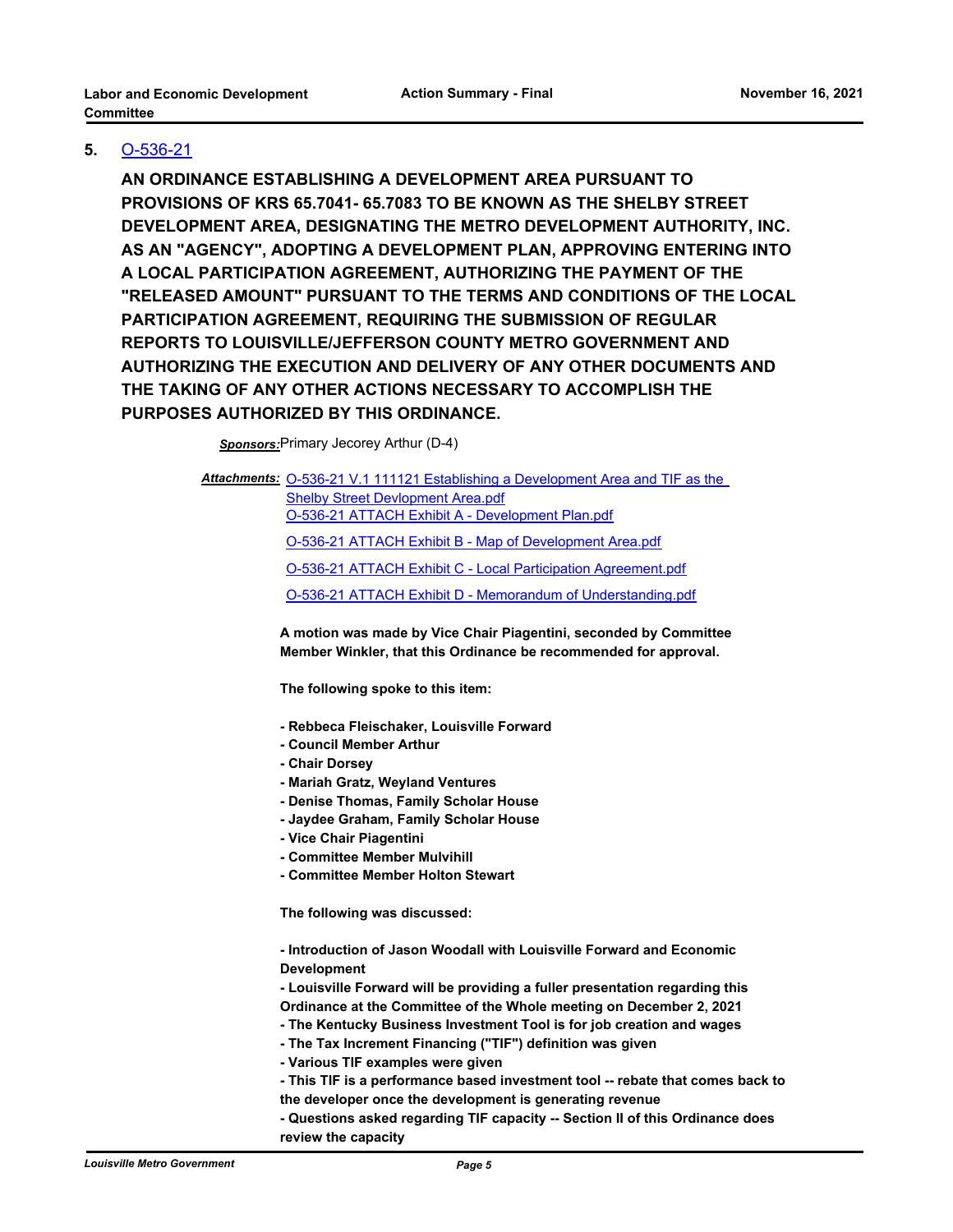**5.** O-536-21

**AN ORDINANCE ESTABLISHING A DEVELOPMENT AREA PURSUANT TO PROVISIONS OF KRS 65.7041- 65.7083 TO BE KNOWN AS THE SHELBY STREET DEVELOPMENT AREA, DESIGNATING THE METRO DEVELOPMENT AUTHORITY, INC. AS AN "AGENCY", ADOPTING A DEVELOPMENT PLAN, APPROVING ENTERING INTO A LOCAL PARTICIPATION AGREEMENT, AUTHORIZING THE PAYMENT OF THE "RELEASED AMOUNT" PURSUANT TO THE TERMS AND CONDITIONS OF THE LOCAL PARTICIPATION AGREEMENT, REQUIRING THE SUBMISSION OF REGULAR REPORTS TO LOUISVILLE/JEFFERSON COUNTY METRO GOVERNMENT AND AUTHORIZING THE EXECUTION AND DELIVERY OF ANY OTHER DOCUMENTS AND THE TAKING OF ANY OTHER ACTIONS NECESSARY TO ACCOMPLISH THE PURPOSES AUTHORIZED BY THIS ORDINANCE.**

***Sponsors:*** Primary Jecorey Arthur (D-4)

***Attachments:*** O-536-21 V.1 111121 Establishing a Development Area and TIF as the Shelby Street Devlopment Area.pdf
O-536-21 ATTACH Exhibit A - Development Plan.pdf
O-536-21 ATTACH Exhibit B - Map of Development Area.pdf
O-536-21 ATTACH Exhibit C - Local Participation Agreement.pdf
O-536-21 ATTACH Exhibit D - Memorandum of Understanding.pdf

**A motion was made by Vice Chair Piagentini, seconded by Committee Member Winkler, that this Ordinance be recommended for approval.**

**The following spoke to this item:**

**- Rebbeca Fleischaker, Louisville Forward**
**- Council Member Arthur**
**- Chair Dorsey**
**- Mariah Gratz, Weyland Ventures**
**- Denise Thomas, Family Scholar House**
**- Jaydee Graham, Family Scholar House**
**- Vice Chair Piagentini**
**- Committee Member Mulvihill**
**- Committee Member Holton Stewart**

**The following was discussed:**

**- Introduction of Jason Woodall with Louisville Forward and Economic Development**
**- Louisville Forward will be providing a fuller presentation regarding this Ordinance at the Committee of the Whole meeting on December 2, 2021**
**- The Kentucky Business Investment Tool is for job creation and wages**
**- The Tax Increment Financing ("TIF") definition was given**
**- Various TIF examples were given**
**- This TIF is a performance based investment tool -- rebate that comes back to the developer once the development is generating revenue**
**- Questions asked regarding TIF capacity -- Section II of this Ordinance does review the capacity**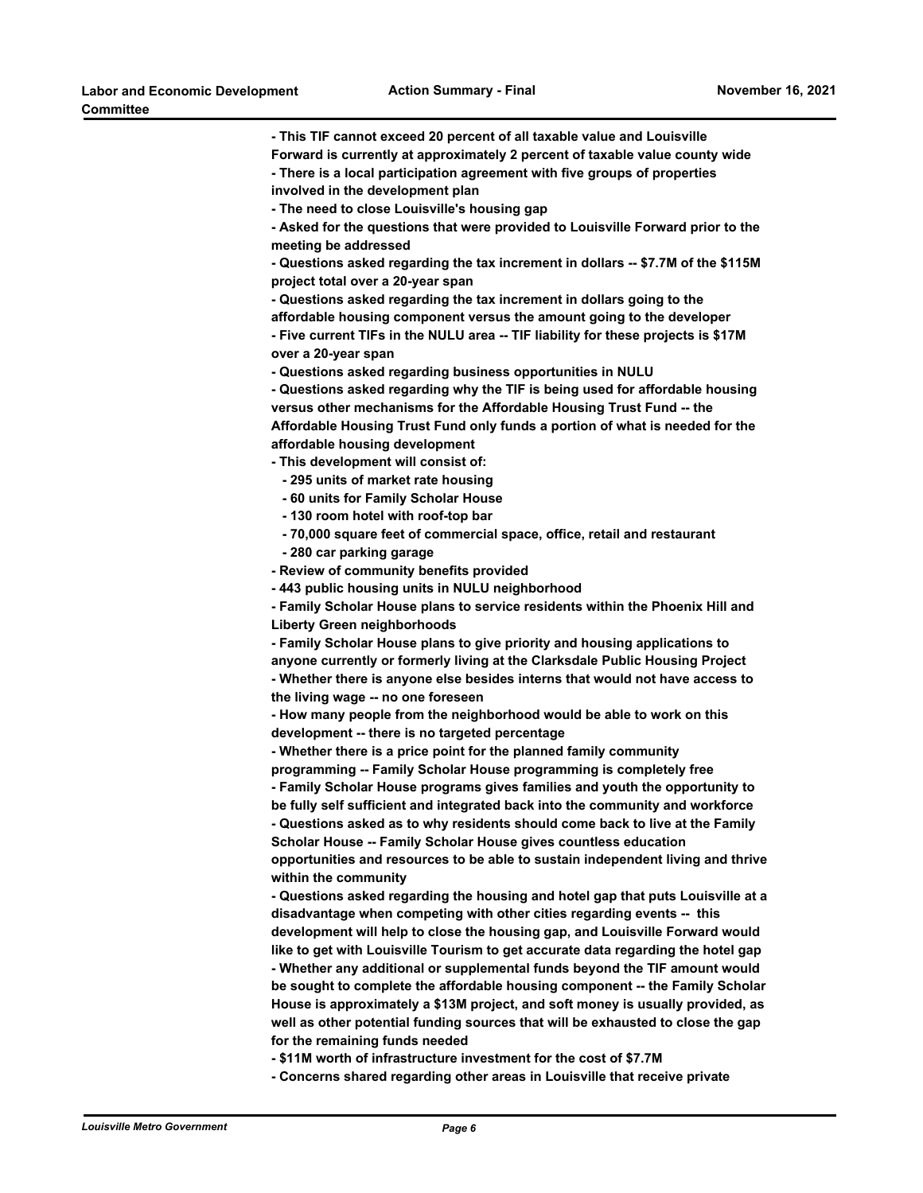**- This TIF cannot exceed 20 percent of all taxable value and Louisville Forward is currently at approximately 2 percent of taxable value county wide**
**- There is a local participation agreement with five groups of properties involved in the development plan**
**- The need to close Louisville's housing gap**
**- Asked for the questions that were provided to Louisville Forward prior to the meeting be addressed**
**- Questions asked regarding the tax increment in dollars -- $7.7M of the $115M project total over a 20-year span**
**- Questions asked regarding the tax increment in dollars going to the affordable housing component versus the amount going to the developer**
**- Five current TIFs in the NULU area -- TIF liability for these projects is $17M over a 20-year span**
**- Questions asked regarding business opportunities in NULU**
**- Questions asked regarding why the TIF is being used for affordable housing versus other mechanisms for the Affordable Housing Trust Fund -- the Affordable Housing Trust Fund only funds a portion of what is needed for the affordable housing development**
**- This development will consist of:**
  **- 295 units of market rate housing**
  **- 60 units for Family Scholar House**
  **- 130 room hotel with roof-top bar**
  **- 70,000 square feet of commercial space, office, retail and restaurant**
  **- 280 car parking garage**
**- Review of community benefits provided**
**- 443 public housing units in NULU neighborhood**
**- Family Scholar House plans to service residents within the Phoenix Hill and Liberty Green neighborhoods**
**- Family Scholar House plans to give priority and housing applications to anyone currently or formerly living at the Clarksdale Public Housing Project**
**- Whether there is anyone else besides interns that would not have access to the living wage -- no one foreseen**
**- How many people from the neighborhood would be able to work on this development -- there is no targeted percentage**
**- Whether there is a price point for the planned family community programming -- Family Scholar House programming is completely free**
**- Family Scholar House programs gives families and youth the opportunity to be fully self sufficient and integrated back into the community and workforce**
**- Questions asked as to why residents should come back to live at the Family Scholar House -- Family Scholar House gives countless education opportunities and resources to be able to sustain independent living and thrive within the community**
**- Questions asked regarding the housing and hotel gap that puts Louisville at a disadvantage when competing with other cities regarding events -- this development will help to close the housing gap, and Louisville Forward would like to get with Louisville Tourism to get accurate data regarding the hotel gap**
**- Whether any additional or supplemental funds beyond the TIF amount would be sought to complete the affordable housing component -- the Family Scholar House is approximately a $13M project, and soft money is usually provided, as well as other potential funding sources that will be exhausted to close the gap for the remaining funds needed**
**- $11M worth of infrastructure investment for the cost of $7.7M**
**- Concerns shared regarding other areas in Louisville that receive private**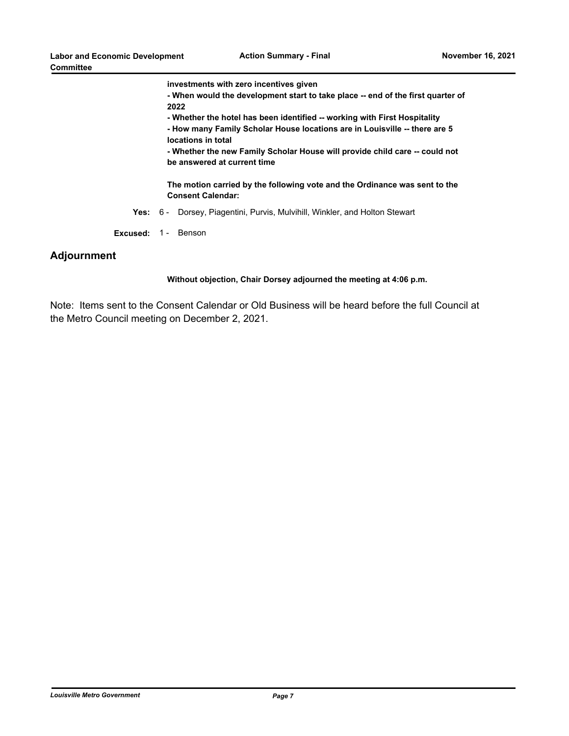**investments with zero incentives given**
**- When would the development start to take place -- end of the first quarter of 2022**
**- Whether the hotel has been identified -- working with First Hospitality**
**- How many Family Scholar House locations are in Louisville -- there are 5 locations in total**
**- Whether the new Family Scholar House will provide child care -- could not be answered at current time**

**The motion carried by the following vote and the Ordinance was sent to the Consent Calendar:**

**Yes:** 6 - Dorsey, Piagentini, Purvis, Mulvihill, Winkler, and Holton Stewart

**Excused:** 1 - Benson

## Adjournment

**Without objection, Chair Dorsey adjourned the meeting at 4:06 p.m.**

Note: Items sent to the Consent Calendar or Old Business will be heard before the full Council at the Metro Council meeting on December 2, 2021.